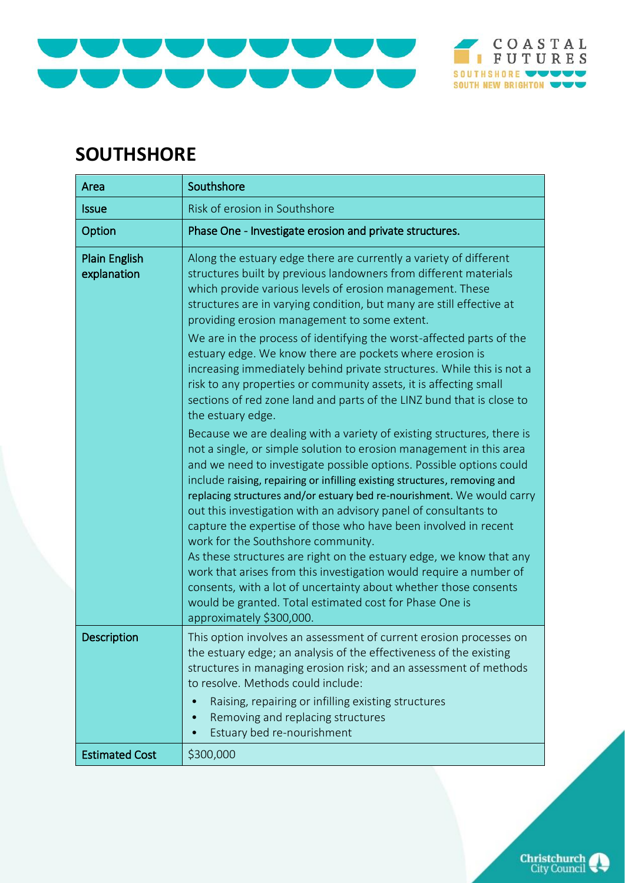# SOUTHSHORE

| Area | Southshore |
|---|---|
| Issue | Risk of erosion in Southshore |
| Option | Phase One - Investigate erosion and private structures. |
| Plain English explanation | Along the estuary edge there are currently a variety of different structures built by previous landowners from different materials which provide various levels of erosion management. These structures are in varying condition, but many are still effective at providing erosion management to some extent.<br><br>We are in the process of identifying the worst-affected parts of the estuary edge. We know there are pockets where erosion is increasing immediately behind private structures. While this is not a risk to any properties or community assets, it is affecting small sections of red zone land and parts of the LINZ bund that is close to the estuary edge.<br><br>Because we are dealing with a variety of existing structures, there is not a single, or simple solution to erosion management in this area and we need to investigate possible options. Possible options could include raising, repairing or infilling existing structures, removing and replacing structures and/or estuary bed re-nourishment. We would carry out this investigation with an advisory panel of consultants to capture the expertise of those who have been involved in recent work for the Southshore community.<br>As these structures are right on the estuary edge, we know that any work that arises from this investigation would require a number of consents, with a lot of uncertainty about whether those consents would be granted. Total estimated cost for Phase One is approximately $300,000. |
| Description | This option involves an assessment of current erosion processes on the estuary edge; an analysis of the effectiveness of the existing structures in managing erosion risk; and an assessment of methods to resolve. Methods could include:<br>• Raising, repairing or infilling existing structures<br>• Removing and replacing structures<br>• Estuary bed re-nourishment |
| Estimated Cost | $300,000 |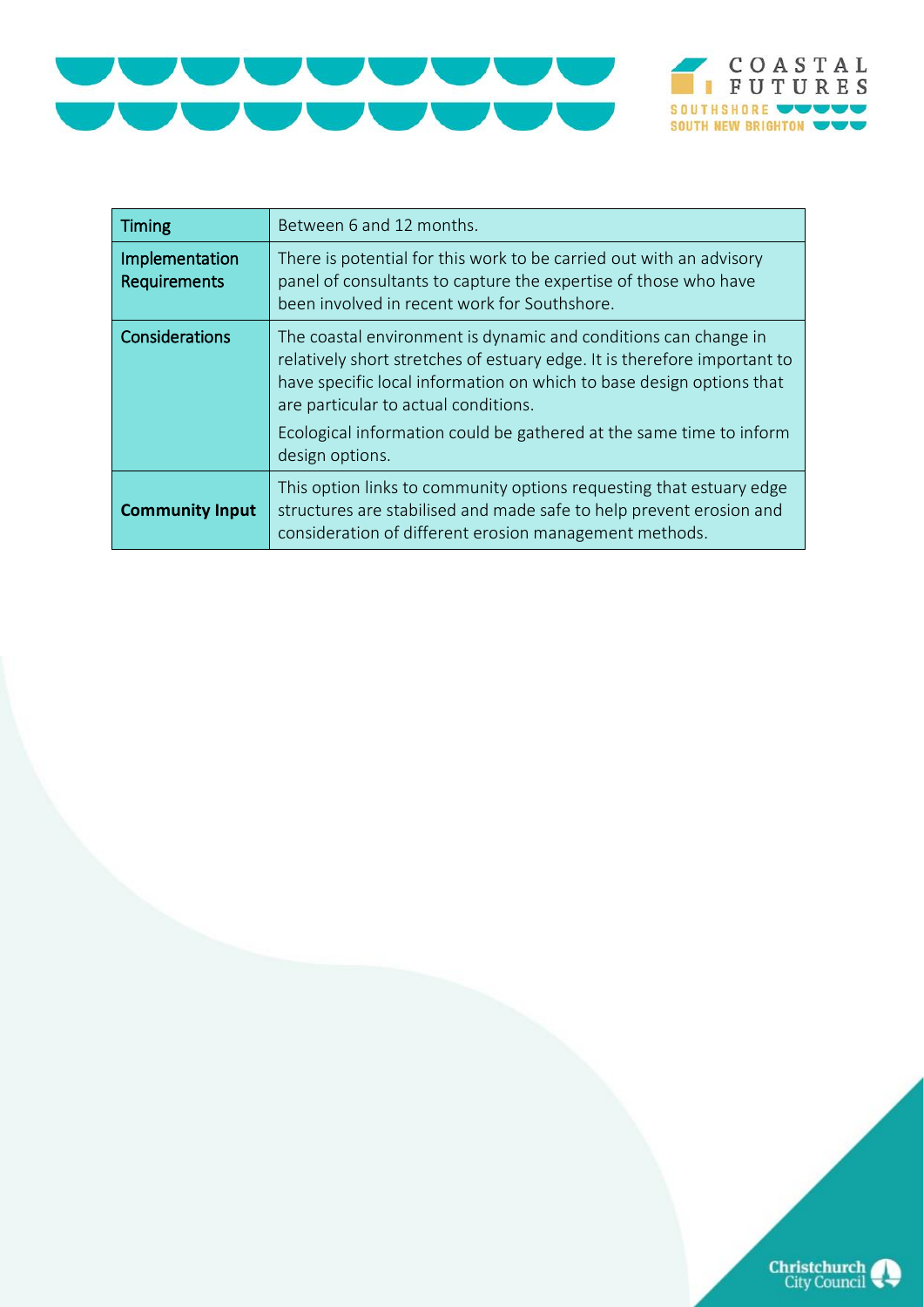| | |
|---|---|
| Timing | Between 6 and 12 months. |
| Implementation Requirements | There is potential for this work to be carried out with an advisory panel of consultants to capture the expertise of those who have been involved in recent work for Southshore. |
| Considerations | The coastal environment is dynamic and conditions can change in relatively short stretches of estuary edge. It is therefore important to have specific local information on which to base design options that are particular to actual conditions.<br>Ecological information could be gathered at the same time to inform design options. |
| **Community Input** | This option links to community options requesting that estuary edge structures are stabilised and made safe to help prevent erosion and consideration of different erosion management methods. |